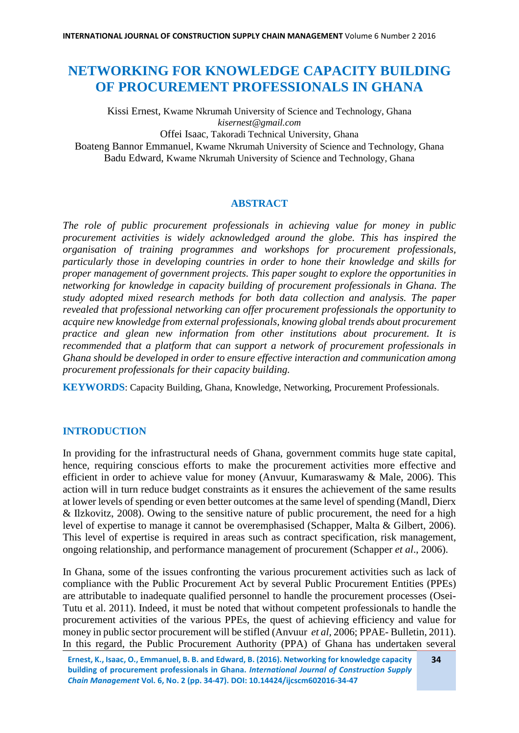# NETWORKING FOR KNOWLEDGE CAPACITY BUILDING OF PROCUREMENT PROFESSIONALS IN GHANA

Kissi Ernest, Kwame Nkrumah University of Science and Technology, Ghana
*kisernest@gmail.com*
Offei Isaac, Takoradi Technical University, Ghana
Boateng Bannor Emmanuel, Kwame Nkrumah University of Science and Technology, Ghana
Badu Edward, Kwame Nkrumah University of Science and Technology, Ghana

## ABSTRACT

*The role of public procurement professionals in achieving value for money in public procurement activities is widely acknowledged around the globe. This has inspired the organisation of training programmes and workshops for procurement professionals, particularly those in developing countries in order to hone their knowledge and skills for proper management of government projects. This paper sought to explore the opportunities in networking for knowledge in capacity building of procurement professionals in Ghana. The study adopted mixed research methods for both data collection and analysis. The paper revealed that professional networking can offer procurement professionals the opportunity to acquire new knowledge from external professionals, knowing global trends about procurement practice and glean new information from other institutions about procurement. It is recommended that a platform that can support a network of procurement professionals in Ghana should be developed in order to ensure effective interaction and communication among procurement professionals for their capacity building.*

**KEYWORDS**: Capacity Building, Ghana, Knowledge, Networking, Procurement Professionals.

## INTRODUCTION

In providing for the infrastructural needs of Ghana, government commits huge state capital, hence, requiring conscious efforts to make the procurement activities more effective and efficient in order to achieve value for money (Anvuur, Kumaraswamy & Male, 2006). This action will in turn reduce budget constraints as it ensures the achievement of the same results at lower levels of spending or even better outcomes at the same level of spending (Mandl, Dierx & Ilzkovitz, 2008). Owing to the sensitive nature of public procurement, the need for a high level of expertise to manage it cannot be overemphasised (Schapper, Malta & Gilbert, 2006). This level of expertise is required in areas such as contract specification, risk management, ongoing relationship, and performance management of procurement (Schapper *et al*., 2006).

In Ghana, some of the issues confronting the various procurement activities such as lack of compliance with the Public Procurement Act by several Public Procurement Entities (PPEs) are attributable to inadequate qualified personnel to handle the procurement processes (Osei-Tutu et al. 2011). Indeed, it must be noted that without competent professionals to handle the procurement activities of the various PPEs, the quest of achieving efficiency and value for money in public sector procurement will be stifled (Anvuur *et al*, 2006; PPAE- Bulletin, 2011). In this regard, the Public Procurement Authority (PPA) of Ghana has undertaken several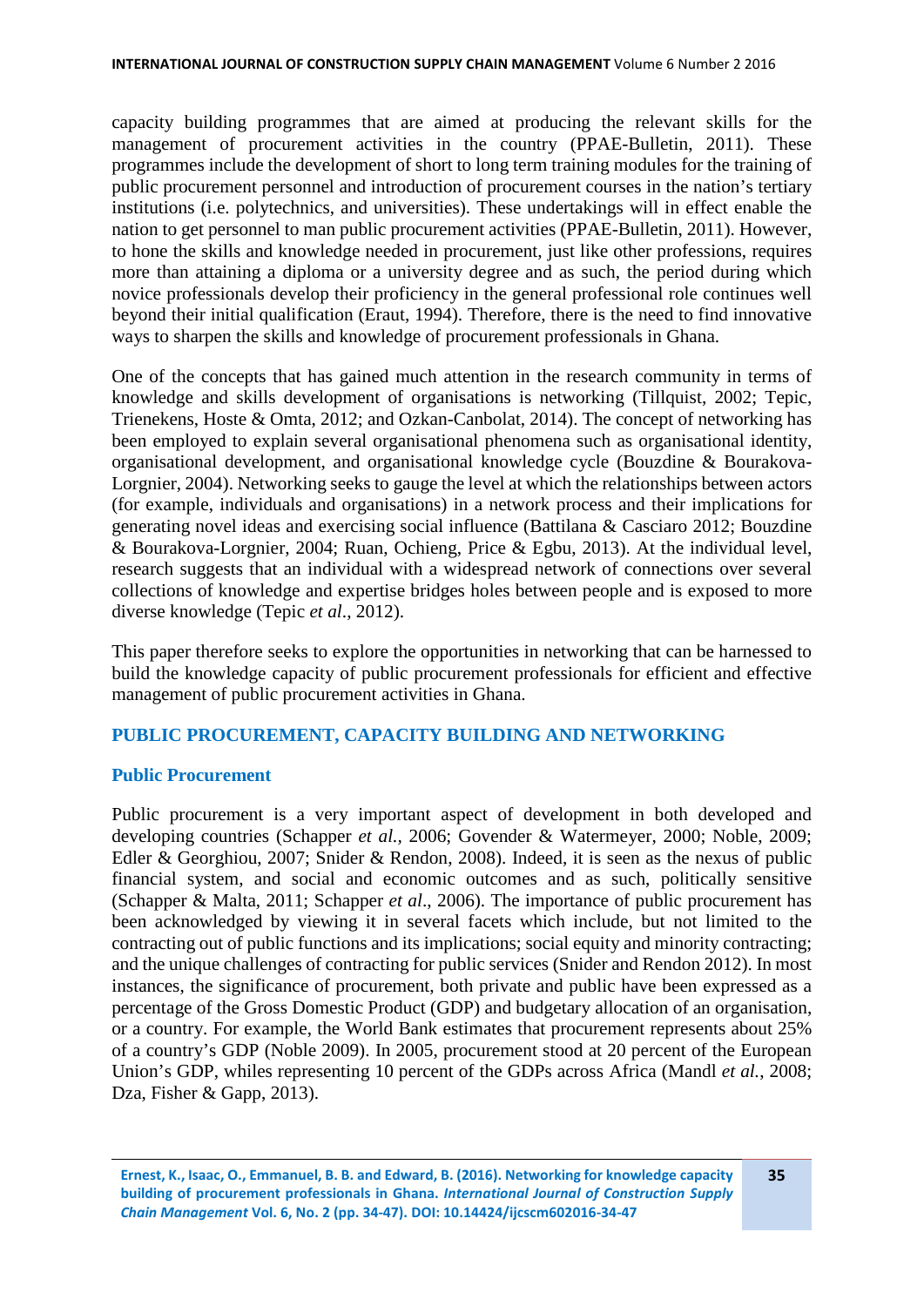capacity building programmes that are aimed at producing the relevant skills for the management of procurement activities in the country (PPAE-Bulletin, 2011). These programmes include the development of short to long term training modules for the training of public procurement personnel and introduction of procurement courses in the nation's tertiary institutions (i.e. polytechnics, and universities). These undertakings will in effect enable the nation to get personnel to man public procurement activities (PPAE-Bulletin, 2011). However, to hone the skills and knowledge needed in procurement, just like other professions, requires more than attaining a diploma or a university degree and as such, the period during which novice professionals develop their proficiency in the general professional role continues well beyond their initial qualification (Eraut, 1994). Therefore, there is the need to find innovative ways to sharpen the skills and knowledge of procurement professionals in Ghana.

One of the concepts that has gained much attention in the research community in terms of knowledge and skills development of organisations is networking (Tillquist, 2002; Tepic, Trienekens, Hoste & Omta, 2012; and Ozkan-Canbolat, 2014). The concept of networking has been employed to explain several organisational phenomena such as organisational identity, organisational development, and organisational knowledge cycle (Bouzdine & Bourakova-Lorgnier, 2004). Networking seeks to gauge the level at which the relationships between actors (for example, individuals and organisations) in a network process and their implications for generating novel ideas and exercising social influence (Battilana & Casciaro 2012; Bouzdine & Bourakova-Lorgnier, 2004; Ruan, Ochieng, Price & Egbu, 2013). At the individual level, research suggests that an individual with a widespread network of connections over several collections of knowledge and expertise bridges holes between people and is exposed to more diverse knowledge (Tepic *et al*., 2012).

This paper therefore seeks to explore the opportunities in networking that can be harnessed to build the knowledge capacity of public procurement professionals for efficient and effective management of public procurement activities in Ghana.

## PUBLIC PROCUREMENT, CAPACITY BUILDING AND NETWORKING

### Public Procurement

Public procurement is a very important aspect of development in both developed and developing countries (Schapper *et al.,* 2006; Govender & Watermeyer, 2000; Noble, 2009; Edler & Georghiou, 2007; Snider & Rendon, 2008). Indeed, it is seen as the nexus of public financial system, and social and economic outcomes and as such, politically sensitive (Schapper & Malta, 2011; Schapper *et al*., 2006). The importance of public procurement has been acknowledged by viewing it in several facets which include, but not limited to the contracting out of public functions and its implications; social equity and minority contracting; and the unique challenges of contracting for public services (Snider and Rendon 2012). In most instances, the significance of procurement, both private and public have been expressed as a percentage of the Gross Domestic Product (GDP) and budgetary allocation of an organisation, or a country. For example, the World Bank estimates that procurement represents about 25% of a country's GDP (Noble 2009). In 2005, procurement stood at 20 percent of the European Union's GDP, whiles representing 10 percent of the GDPs across Africa (Mandl *et al.*, 2008; Dza, Fisher & Gapp, 2013).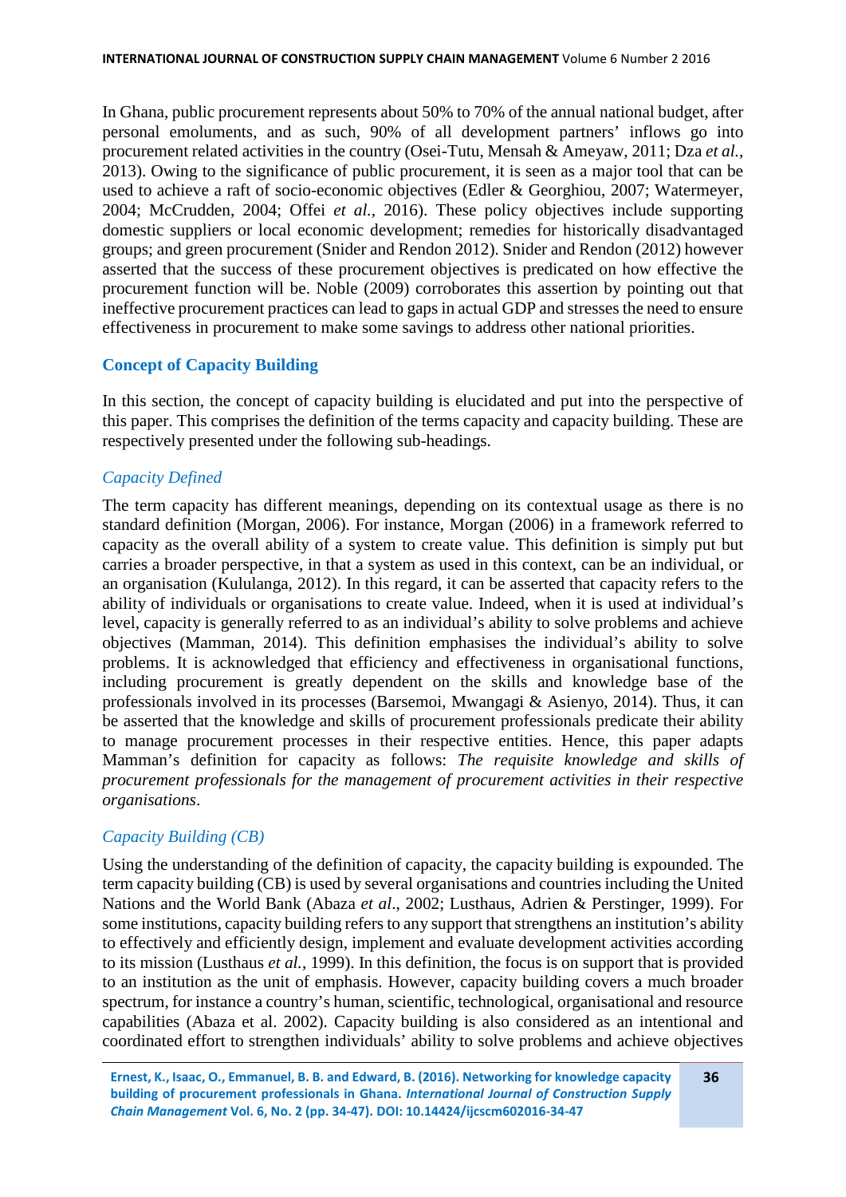In Ghana, public procurement represents about 50% to 70% of the annual national budget, after personal emoluments, and as such, 90% of all development partners' inflows go into procurement related activities in the country (Osei-Tutu, Mensah & Ameyaw, 2011; Dza *et al.*, 2013). Owing to the significance of public procurement, it is seen as a major tool that can be used to achieve a raft of socio-economic objectives (Edler & Georghiou, 2007; Watermeyer, 2004; McCrudden, 2004; Offei *et al.*, 2016). These policy objectives include supporting domestic suppliers or local economic development; remedies for historically disadvantaged groups; and green procurement (Snider and Rendon 2012). Snider and Rendon (2012) however asserted that the success of these procurement objectives is predicated on how effective the procurement function will be. Noble (2009) corroborates this assertion by pointing out that ineffective procurement practices can lead to gaps in actual GDP and stresses the need to ensure effectiveness in procurement to make some savings to address other national priorities.

## Concept of Capacity Building

In this section, the concept of capacity building is elucidated and put into the perspective of this paper. This comprises the definition of the terms capacity and capacity building. These are respectively presented under the following sub-headings.

### *Capacity Defined*

The term capacity has different meanings, depending on its contextual usage as there is no standard definition (Morgan, 2006). For instance, Morgan (2006) in a framework referred to capacity as the overall ability of a system to create value. This definition is simply put but carries a broader perspective, in that a system as used in this context, can be an individual, or an organisation (Kululanga, 2012). In this regard, it can be asserted that capacity refers to the ability of individuals or organisations to create value. Indeed, when it is used at individual's level, capacity is generally referred to as an individual's ability to solve problems and achieve objectives (Mamman, 2014). This definition emphasises the individual's ability to solve problems. It is acknowledged that efficiency and effectiveness in organisational functions, including procurement is greatly dependent on the skills and knowledge base of the professionals involved in its processes (Barsemoi, Mwangagi & Asienyo, 2014). Thus, it can be asserted that the knowledge and skills of procurement professionals predicate their ability to manage procurement processes in their respective entities. Hence, this paper adapts Mamman's definition for capacity as follows: *The requisite knowledge and skills of procurement professionals for the management of procurement activities in their respective organisations*.

### *Capacity Building (CB)*

Using the understanding of the definition of capacity, the capacity building is expounded. The term capacity building (CB) is used by several organisations and countries including the United Nations and the World Bank (Abaza *et al*., 2002; Lusthaus, Adrien & Perstinger, 1999). For some institutions, capacity building refers to any support that strengthens an institution's ability to effectively and efficiently design, implement and evaluate development activities according to its mission (Lusthaus *et al.*, 1999). In this definition, the focus is on support that is provided to an institution as the unit of emphasis. However, capacity building covers a much broader spectrum, for instance a country's human, scientific, technological, organisational and resource capabilities (Abaza et al. 2002). Capacity building is also considered as an intentional and coordinated effort to strengthen individuals' ability to solve problems and achieve objectives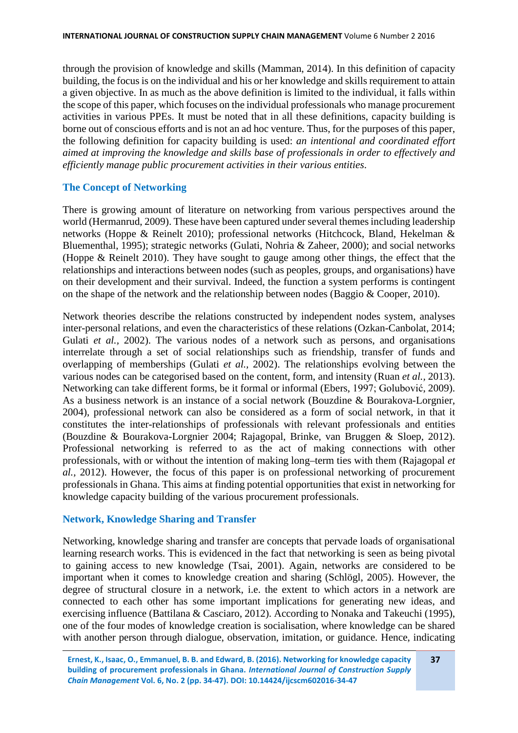through the provision of knowledge and skills (Mamman, 2014). In this definition of capacity building, the focus is on the individual and his or her knowledge and skills requirement to attain a given objective. In as much as the above definition is limited to the individual, it falls within the scope of this paper, which focuses on the individual professionals who manage procurement activities in various PPEs. It must be noted that in all these definitions, capacity building is borne out of conscious efforts and is not an ad hoc venture. Thus, for the purposes of this paper, the following definition for capacity building is used: *an intentional and coordinated effort aimed at improving the knowledge and skills base of professionals in order to effectively and efficiently manage public procurement activities in their various entities.*

## The Concept of Networking

There is growing amount of literature on networking from various perspectives around the world (Hermanrud, 2009). These have been captured under several themes including leadership networks (Hoppe & Reinelt 2010); professional networks (Hitchcock, Bland, Hekelman & Bluementhal, 1995); strategic networks (Gulati, Nohria & Zaheer, 2000); and social networks (Hoppe & Reinelt 2010). They have sought to gauge among other things, the effect that the relationships and interactions between nodes (such as peoples, groups, and organisations) have on their development and their survival. Indeed, the function a system performs is contingent on the shape of the network and the relationship between nodes (Baggio & Cooper, 2010).

Network theories describe the relations constructed by independent nodes system, analyses inter-personal relations, and even the characteristics of these relations (Ozkan-Canbolat, 2014; Gulati *et al.*, 2002). The various nodes of a network such as persons, and organisations interrelate through a set of social relationships such as friendship, transfer of funds and overlapping of memberships (Gulati *et al.*, 2002). The relationships evolving between the various nodes can be categorised based on the content, form, and intensity (Ruan *et al.*, 2013). Networking can take different forms, be it formal or informal (Ebers, 1997; Golubović, 2009). As a business network is an instance of a social network (Bouzdine & Bourakova-Lorgnier, 2004), professional network can also be considered as a form of social network, in that it constitutes the inter-relationships of professionals with relevant professionals and entities (Bouzdine & Bourakova-Lorgnier 2004; Rajagopal, Brinke, van Bruggen & Sloep, 2012). Professional networking is referred to as the act of making connections with other professionals, with or without the intention of making long–term ties with them (Rajagopal *et al.*, 2012). However, the focus of this paper is on professional networking of procurement professionals in Ghana. This aims at finding potential opportunities that exist in networking for knowledge capacity building of the various procurement professionals.

## Network, Knowledge Sharing and Transfer

Networking, knowledge sharing and transfer are concepts that pervade loads of organisational learning research works. This is evidenced in the fact that networking is seen as being pivotal to gaining access to new knowledge (Tsai, 2001). Again, networks are considered to be important when it comes to knowledge creation and sharing (Schlögl, 2005). However, the degree of structural closure in a network, i.e. the extent to which actors in a network are connected to each other has some important implications for generating new ideas, and exercising influence (Battilana & Casciaro, 2012). According to Nonaka and Takeuchi (1995), one of the four modes of knowledge creation is socialisation, where knowledge can be shared with another person through dialogue, observation, imitation, or guidance. Hence, indicating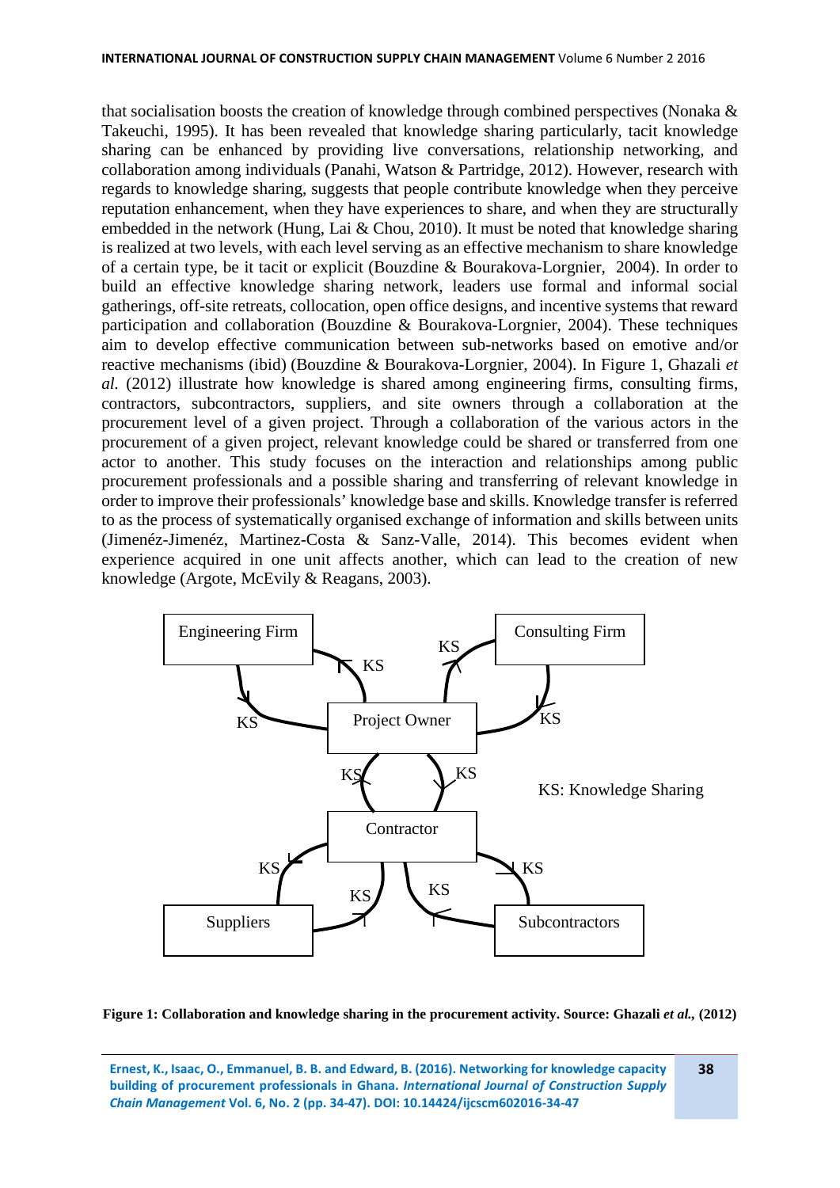that socialisation boosts the creation of knowledge through combined perspectives (Nonaka & Takeuchi, 1995). It has been revealed that knowledge sharing particularly, tacit knowledge sharing can be enhanced by providing live conversations, relationship networking, and collaboration among individuals (Panahi, Watson & Partridge, 2012). However, research with regards to knowledge sharing, suggests that people contribute knowledge when they perceive reputation enhancement, when they have experiences to share, and when they are structurally embedded in the network (Hung, Lai & Chou, 2010). It must be noted that knowledge sharing is realized at two levels, with each level serving as an effective mechanism to share knowledge of a certain type, be it tacit or explicit (Bouzdine & Bourakova-Lorgnier, 2004). In order to build an effective knowledge sharing network, leaders use formal and informal social gatherings, off-site retreats, collocation, open office designs, and incentive systems that reward participation and collaboration (Bouzdine & Bourakova-Lorgnier, 2004). These techniques aim to develop effective communication between sub-networks based on emotive and/or reactive mechanisms (ibid) (Bouzdine & Bourakova-Lorgnier, 2004). In Figure 1, Ghazali *et al.* (2012) illustrate how knowledge is shared among engineering firms, consulting firms, contractors, subcontractors, suppliers, and site owners through a collaboration at the procurement level of a given project. Through a collaboration of the various actors in the procurement of a given project, relevant knowledge could be shared or transferred from one actor to another. This study focuses on the interaction and relationships among public procurement professionals and a possible sharing and transferring of relevant knowledge in order to improve their professionals' knowledge base and skills. Knowledge transfer is referred to as the process of systematically organised exchange of information and skills between units (Jimenéz-Jimenéz, Martinez-Costa & Sanz-Valle, 2014). This becomes evident when experience acquired in one unit affects another, which can lead to the creation of new knowledge (Argote, McEvily & Reagans, 2003).

Engineering Firm — Consulting Firm — Project Owner — Contractor — Suppliers — Subcontractors

KS: Knowledge Sharing

**Figure 1: Collaboration and knowledge sharing in the procurement activity. Source: Ghazali *et al.*, (2012)**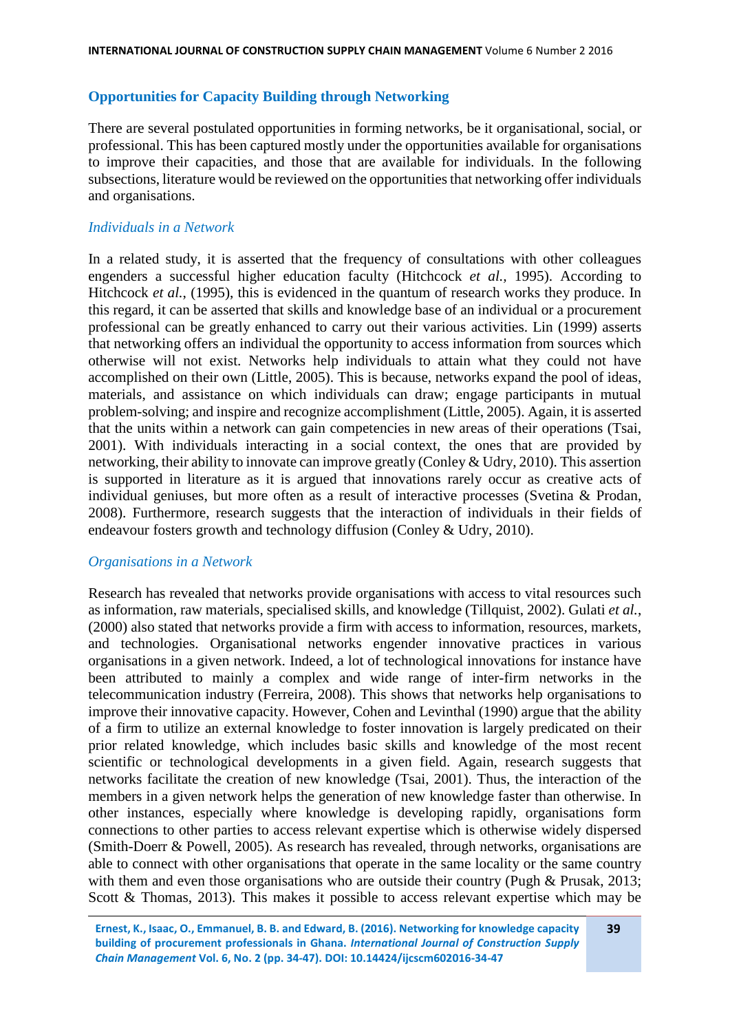## Opportunities for Capacity Building through Networking

There are several postulated opportunities in forming networks, be it organisational, social, or professional. This has been captured mostly under the opportunities available for organisations to improve their capacities, and those that are available for individuals. In the following subsections, literature would be reviewed on the opportunities that networking offer individuals and organisations.

### *Individuals in a Network*

In a related study, it is asserted that the frequency of consultations with other colleagues engenders a successful higher education faculty (Hitchcock *et al.*, 1995). According to Hitchcock *et al.*, (1995), this is evidenced in the quantum of research works they produce. In this regard, it can be asserted that skills and knowledge base of an individual or a procurement professional can be greatly enhanced to carry out their various activities. Lin (1999) asserts that networking offers an individual the opportunity to access information from sources which otherwise will not exist. Networks help individuals to attain what they could not have accomplished on their own (Little, 2005). This is because, networks expand the pool of ideas, materials, and assistance on which individuals can draw; engage participants in mutual problem-solving; and inspire and recognize accomplishment (Little, 2005). Again, it is asserted that the units within a network can gain competencies in new areas of their operations (Tsai, 2001). With individuals interacting in a social context, the ones that are provided by networking, their ability to innovate can improve greatly (Conley & Udry, 2010). This assertion is supported in literature as it is argued that innovations rarely occur as creative acts of individual geniuses, but more often as a result of interactive processes (Svetina & Prodan, 2008). Furthermore, research suggests that the interaction of individuals in their fields of endeavour fosters growth and technology diffusion (Conley & Udry, 2010).

### *Organisations in a Network*

Research has revealed that networks provide organisations with access to vital resources such as information, raw materials, specialised skills, and knowledge (Tillquist, 2002). Gulati *et al.*, (2000) also stated that networks provide a firm with access to information, resources, markets, and technologies. Organisational networks engender innovative practices in various organisations in a given network. Indeed, a lot of technological innovations for instance have been attributed to mainly a complex and wide range of inter-firm networks in the telecommunication industry (Ferreira, 2008). This shows that networks help organisations to improve their innovative capacity. However, Cohen and Levinthal (1990) argue that the ability of a firm to utilize an external knowledge to foster innovation is largely predicated on their prior related knowledge, which includes basic skills and knowledge of the most recent scientific or technological developments in a given field. Again, research suggests that networks facilitate the creation of new knowledge (Tsai, 2001). Thus, the interaction of the members in a given network helps the generation of new knowledge faster than otherwise. In other instances, especially where knowledge is developing rapidly, organisations form connections to other parties to access relevant expertise which is otherwise widely dispersed (Smith-Doerr & Powell, 2005). As research has revealed, through networks, organisations are able to connect with other organisations that operate in the same locality or the same country with them and even those organisations who are outside their country (Pugh & Prusak, 2013; Scott & Thomas, 2013). This makes it possible to access relevant expertise which may be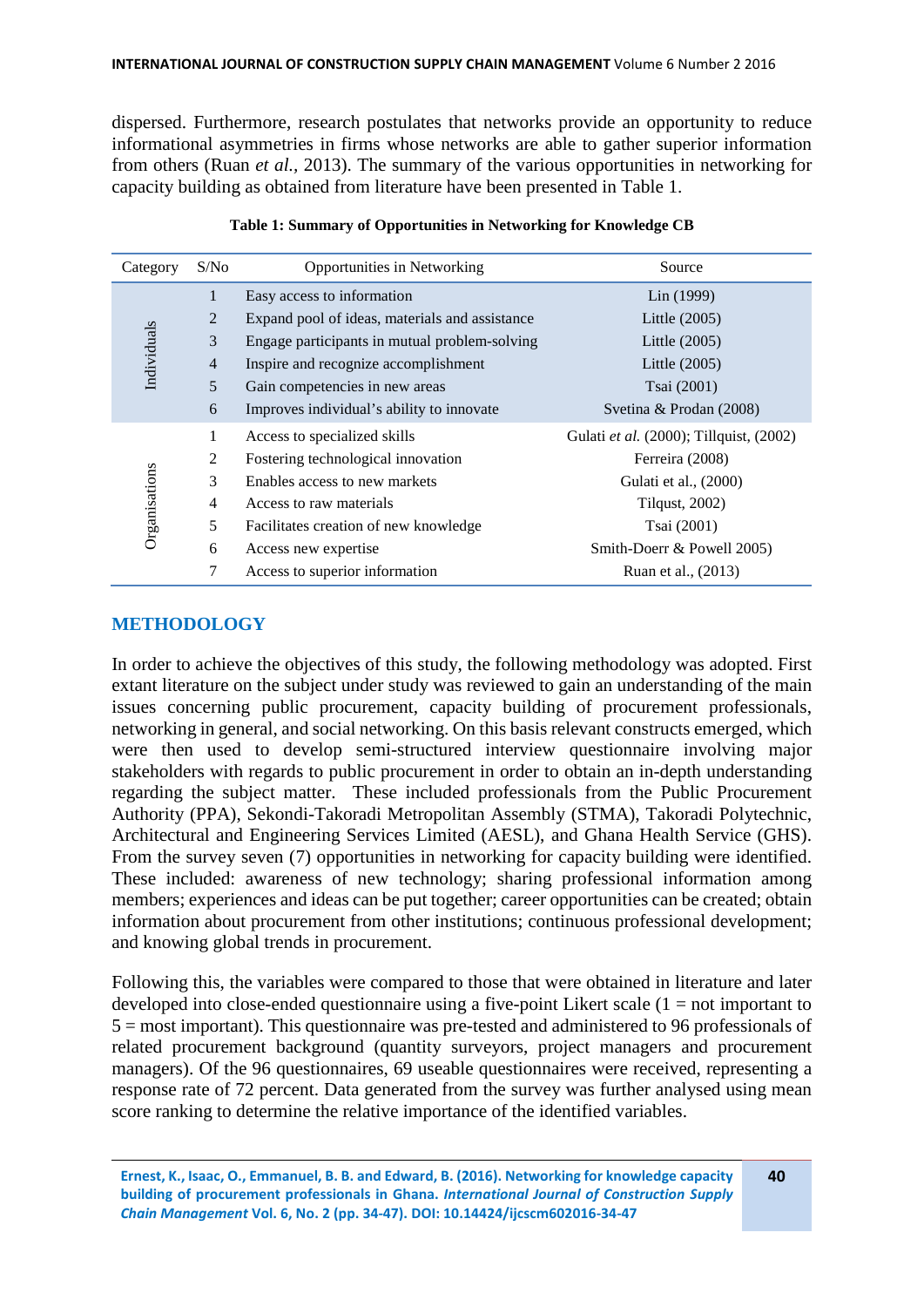dispersed. Furthermore, research postulates that networks provide an opportunity to reduce informational asymmetries in firms whose networks are able to gather superior information from others (Ruan *et al.*, 2013). The summary of the various opportunities in networking for capacity building as obtained from literature have been presented in Table 1.

**Table 1: Summary of Opportunities in Networking for Knowledge CB**

| Category | S/No | Opportunities in Networking | Source |
|---|---|---|---|
| Individuals | 1 | Easy access to information | Lin (1999) |
| | 2 | Expand pool of ideas, materials and assistance | Little (2005) |
| | 3 | Engage participants in mutual problem-solving | Little (2005) |
| | 4 | Inspire and recognize accomplishment | Little (2005) |
| | 5 | Gain competencies in new areas | Tsai (2001) |
| | 6 | Improves individual's ability to innovate | Svetina & Prodan (2008) |
| Organisations | 1 | Access to specialized skills | Gulati *et al.* (2000); Tillquist, (2002) |
| | 2 | Fostering technological innovation | Ferreira (2008) |
| | 3 | Enables access to new markets | Gulati et al., (2000) |
| | 4 | Access to raw materials | Tilqust, 2002) |
| | 5 | Facilitates creation of new knowledge | Tsai (2001) |
| | 6 | Access new expertise | Smith-Doerr & Powell 2005) |
| | 7 | Access to superior information | Ruan et al., (2013) |

## METHODOLOGY

In order to achieve the objectives of this study, the following methodology was adopted. First extant literature on the subject under study was reviewed to gain an understanding of the main issues concerning public procurement, capacity building of procurement professionals, networking in general, and social networking. On this basis relevant constructs emerged, which were then used to develop semi-structured interview questionnaire involving major stakeholders with regards to public procurement in order to obtain an in-depth understanding regarding the subject matter. These included professionals from the Public Procurement Authority (PPA), Sekondi-Takoradi Metropolitan Assembly (STMA), Takoradi Polytechnic, Architectural and Engineering Services Limited (AESL), and Ghana Health Service (GHS). From the survey seven (7) opportunities in networking for capacity building were identified. These included: awareness of new technology; sharing professional information among members; experiences and ideas can be put together; career opportunities can be created; obtain information about procurement from other institutions; continuous professional development; and knowing global trends in procurement.

Following this, the variables were compared to those that were obtained in literature and later developed into close-ended questionnaire using a five-point Likert scale (1 = not important to 5 = most important). This questionnaire was pre-tested and administered to 96 professionals of related procurement background (quantity surveyors, project managers and procurement managers). Of the 96 questionnaires, 69 useable questionnaires were received, representing a response rate of 72 percent. Data generated from the survey was further analysed using mean score ranking to determine the relative importance of the identified variables.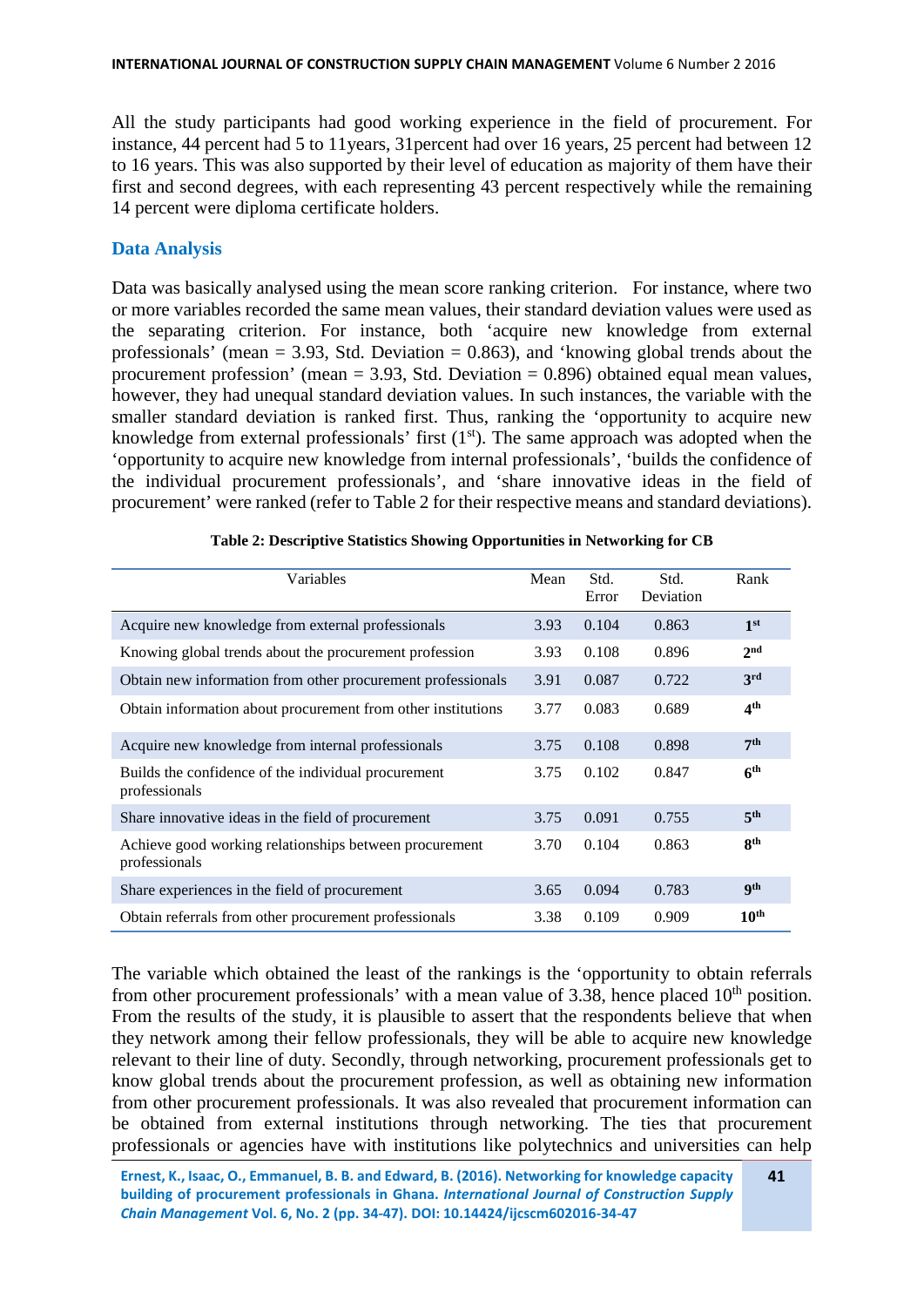All the study participants had good working experience in the field of procurement. For instance, 44 percent had 5 to 11years, 31percent had over 16 years, 25 percent had between 12 to 16 years. This was also supported by their level of education as majority of them have their first and second degrees, with each representing 43 percent respectively while the remaining 14 percent were diploma certificate holders.

## Data Analysis

Data was basically analysed using the mean score ranking criterion. For instance, where two or more variables recorded the same mean values, their standard deviation values were used as the separating criterion. For instance, both 'acquire new knowledge from external professionals' (mean = 3.93, Std. Deviation = 0.863), and 'knowing global trends about the procurement profession' (mean = 3.93, Std. Deviation = 0.896) obtained equal mean values, however, they had unequal standard deviation values. In such instances, the variable with the smaller standard deviation is ranked first. Thus, ranking the 'opportunity to acquire new knowledge from external professionals' first (1st). The same approach was adopted when the 'opportunity to acquire new knowledge from internal professionals', 'builds the confidence of the individual procurement professionals', and 'share innovative ideas in the field of procurement' were ranked (refer to Table 2 for their respective means and standard deviations).

**Table 2: Descriptive Statistics Showing Opportunities in Networking for CB**

| Variables | Mean | Std. Error | Std. Deviation | Rank |
|---|---|---|---|---|
| Acquire new knowledge from external professionals | 3.93 | 0.104 | 0.863 | **1st** |
| Knowing global trends about the procurement profession | 3.93 | 0.108 | 0.896 | **2nd** |
| Obtain new information from other procurement professionals | 3.91 | 0.087 | 0.722 | **3rd** |
| Obtain information about procurement from other institutions | 3.77 | 0.083 | 0.689 | **4th** |
| Acquire new knowledge from internal professionals | 3.75 | 0.108 | 0.898 | **7th** |
| Builds the confidence of the individual procurement professionals | 3.75 | 0.102 | 0.847 | **6th** |
| Share innovative ideas in the field of procurement | 3.75 | 0.091 | 0.755 | **5th** |
| Achieve good working relationships between procurement professionals | 3.70 | 0.104 | 0.863 | **8th** |
| Share experiences in the field of procurement | 3.65 | 0.094 | 0.783 | **9th** |
| Obtain referrals from other procurement professionals | 3.38 | 0.109 | 0.909 | **10th** |

The variable which obtained the least of the rankings is the 'opportunity to obtain referrals from other procurement professionals' with a mean value of 3.38, hence placed 10th position. From the results of the study, it is plausible to assert that the respondents believe that when they network among their fellow professionals, they will be able to acquire new knowledge relevant to their line of duty. Secondly, through networking, procurement professionals get to know global trends about the procurement profession, as well as obtaining new information from other procurement professionals. It was also revealed that procurement information can be obtained from external institutions through networking. The ties that procurement professionals or agencies have with institutions like polytechnics and universities can help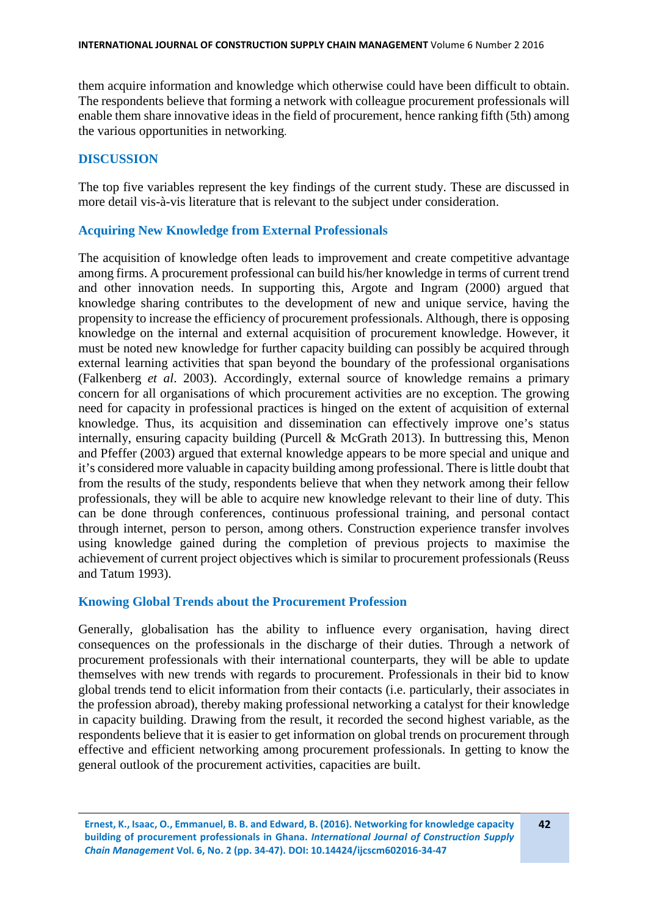them acquire information and knowledge which otherwise could have been difficult to obtain. The respondents believe that forming a network with colleague procurement professionals will enable them share innovative ideas in the field of procurement, hence ranking fifth (5th) among the various opportunities in networking.

## DISCUSSION

The top five variables represent the key findings of the current study. These are discussed in more detail vis-à-vis literature that is relevant to the subject under consideration.

### Acquiring New Knowledge from External Professionals

The acquisition of knowledge often leads to improvement and create competitive advantage among firms. A procurement professional can build his/her knowledge in terms of current trend and other innovation needs. In supporting this, Argote and Ingram (2000) argued that knowledge sharing contributes to the development of new and unique service, having the propensity to increase the efficiency of procurement professionals. Although, there is opposing knowledge on the internal and external acquisition of procurement knowledge. However, it must be noted new knowledge for further capacity building can possibly be acquired through external learning activities that span beyond the boundary of the professional organisations (Falkenberg *et al*. 2003). Accordingly, external source of knowledge remains a primary concern for all organisations of which procurement activities are no exception. The growing need for capacity in professional practices is hinged on the extent of acquisition of external knowledge. Thus, its acquisition and dissemination can effectively improve one's status internally, ensuring capacity building (Purcell & McGrath 2013). In buttressing this, Menon and Pfeffer (2003) argued that external knowledge appears to be more special and unique and it's considered more valuable in capacity building among professional. There is little doubt that from the results of the study, respondents believe that when they network among their fellow professionals, they will be able to acquire new knowledge relevant to their line of duty. This can be done through conferences, continuous professional training, and personal contact through internet, person to person, among others. Construction experience transfer involves using knowledge gained during the completion of previous projects to maximise the achievement of current project objectives which is similar to procurement professionals (Reuss and Tatum 1993).

### Knowing Global Trends about the Procurement Profession

Generally, globalisation has the ability to influence every organisation, having direct consequences on the professionals in the discharge of their duties. Through a network of procurement professionals with their international counterparts, they will be able to update themselves with new trends with regards to procurement. Professionals in their bid to know global trends tend to elicit information from their contacts (i.e. particularly, their associates in the profession abroad), thereby making professional networking a catalyst for their knowledge in capacity building. Drawing from the result, it recorded the second highest variable, as the respondents believe that it is easier to get information on global trends on procurement through effective and efficient networking among procurement professionals. In getting to know the general outlook of the procurement activities, capacities are built.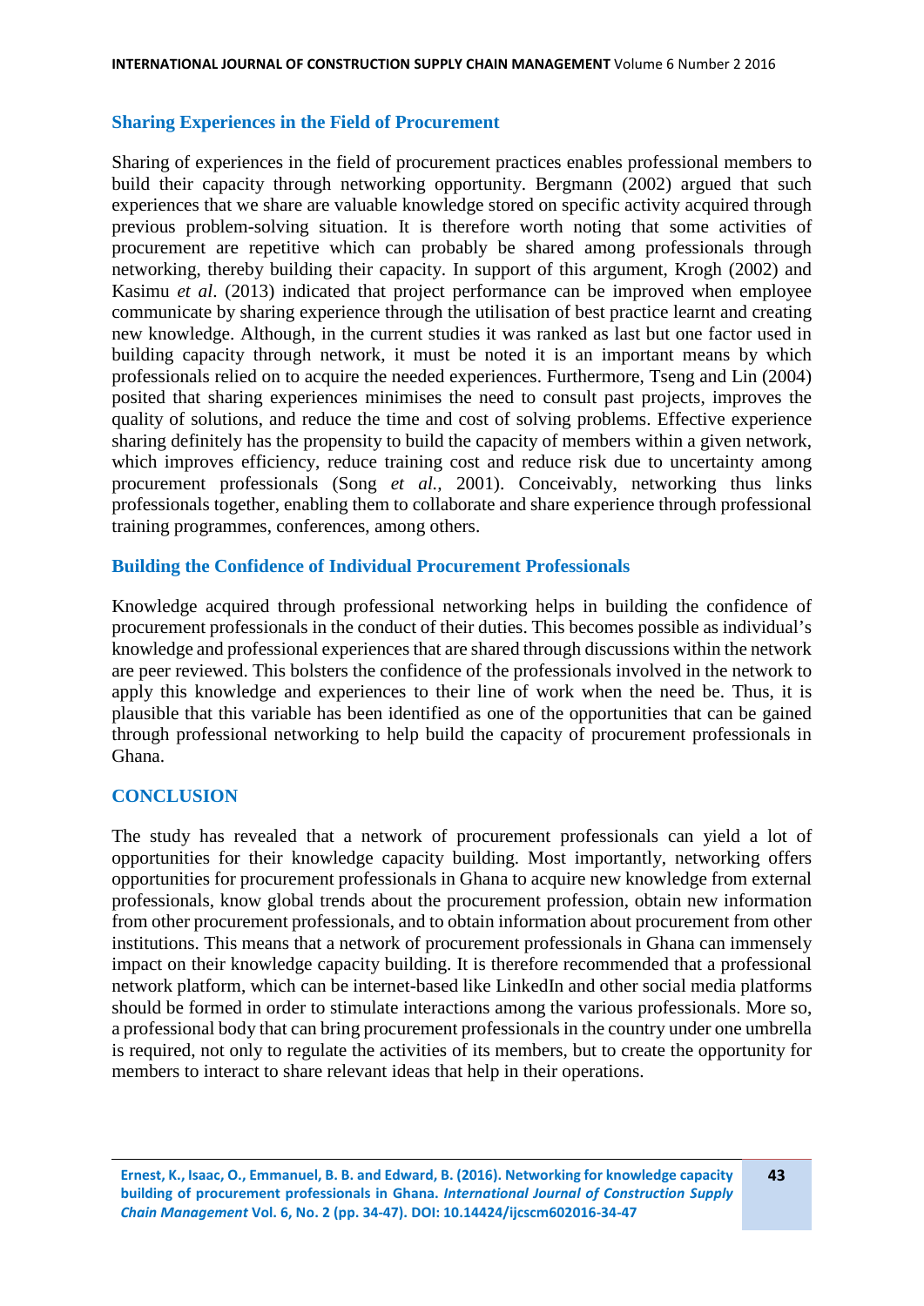## Sharing Experiences in the Field of Procurement

Sharing of experiences in the field of procurement practices enables professional members to build their capacity through networking opportunity. Bergmann (2002) argued that such experiences that we share are valuable knowledge stored on specific activity acquired through previous problem-solving situation. It is therefore worth noting that some activities of procurement are repetitive which can probably be shared among professionals through networking, thereby building their capacity. In support of this argument, Krogh (2002) and Kasimu *et al*. (2013) indicated that project performance can be improved when employee communicate by sharing experience through the utilisation of best practice learnt and creating new knowledge. Although, in the current studies it was ranked as last but one factor used in building capacity through network, it must be noted it is an important means by which professionals relied on to acquire the needed experiences. Furthermore, Tseng and Lin (2004) posited that sharing experiences minimises the need to consult past projects, improves the quality of solutions, and reduce the time and cost of solving problems. Effective experience sharing definitely has the propensity to build the capacity of members within a given network, which improves efficiency, reduce training cost and reduce risk due to uncertainty among procurement professionals (Song *et al.*, 2001). Conceivably, networking thus links professionals together, enabling them to collaborate and share experience through professional training programmes, conferences, among others.

## Building the Confidence of Individual Procurement Professionals

Knowledge acquired through professional networking helps in building the confidence of procurement professionals in the conduct of their duties. This becomes possible as individual's knowledge and professional experiences that are shared through discussions within the network are peer reviewed. This bolsters the confidence of the professionals involved in the network to apply this knowledge and experiences to their line of work when the need be. Thus, it is plausible that this variable has been identified as one of the opportunities that can be gained through professional networking to help build the capacity of procurement professionals in Ghana.

## CONCLUSION

The study has revealed that a network of procurement professionals can yield a lot of opportunities for their knowledge capacity building. Most importantly, networking offers opportunities for procurement professionals in Ghana to acquire new knowledge from external professionals, know global trends about the procurement profession, obtain new information from other procurement professionals, and to obtain information about procurement from other institutions. This means that a network of procurement professionals in Ghana can immensely impact on their knowledge capacity building. It is therefore recommended that a professional network platform, which can be internet-based like LinkedIn and other social media platforms should be formed in order to stimulate interactions among the various professionals. More so, a professional body that can bring procurement professionals in the country under one umbrella is required, not only to regulate the activities of its members, but to create the opportunity for members to interact to share relevant ideas that help in their operations.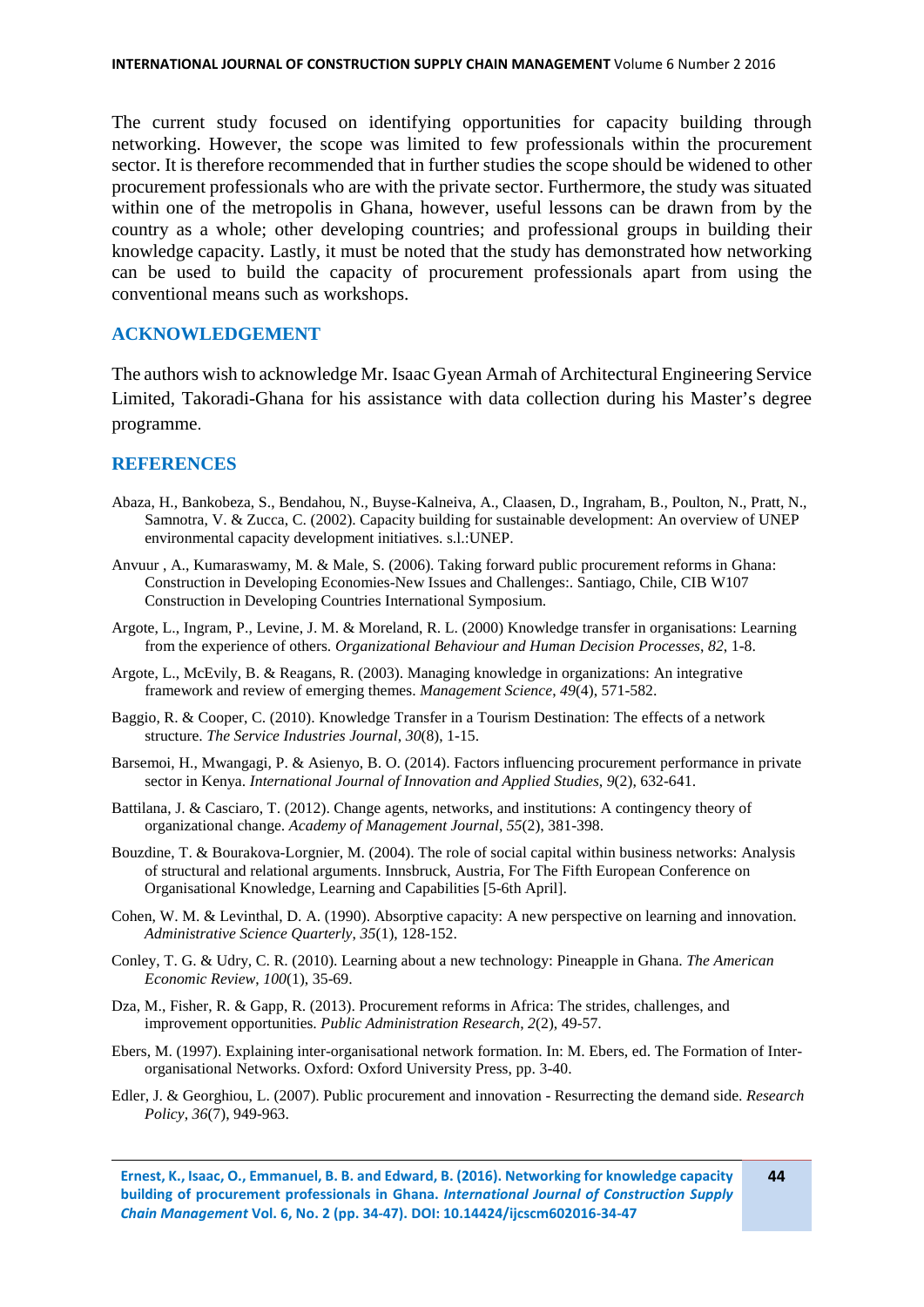The current study focused on identifying opportunities for capacity building through networking. However, the scope was limited to few professionals within the procurement sector. It is therefore recommended that in further studies the scope should be widened to other procurement professionals who are with the private sector. Furthermore, the study was situated within one of the metropolis in Ghana, however, useful lessons can be drawn from by the country as a whole; other developing countries; and professional groups in building their knowledge capacity. Lastly, it must be noted that the study has demonstrated how networking can be used to build the capacity of procurement professionals apart from using the conventional means such as workshops.

## ACKNOWLEDGEMENT

The authors wish to acknowledge Mr. Isaac Gyean Armah of Architectural Engineering Service Limited, Takoradi-Ghana for his assistance with data collection during his Master's degree programme.

## REFERENCES

Abaza, H., Bankobeza, S., Bendahou, N., Buyse-Kalneiva, A., Claasen, D., Ingraham, B., Poulton, N., Pratt, N., Samnotra, V. & Zucca, C. (2002). Capacity building for sustainable development: An overview of UNEP environmental capacity development initiatives. s.l.:UNEP.

Anvuur , A., Kumaraswamy, M. & Male, S. (2006). Taking forward public procurement reforms in Ghana: Construction in Developing Economies-New Issues and Challenges:. Santiago, Chile, CIB W107 Construction in Developing Countries International Symposium.

Argote, L., Ingram, P., Levine, J. M. & Moreland, R. L. (2000) Knowledge transfer in organisations: Learning from the experience of others. *Organizational Behaviour and Human Decision Processes*, *82,* 1-8.

Argote, L., McEvily, B. & Reagans, R. (2003). Managing knowledge in organizations: An integrative framework and review of emerging themes. *Management Science*, *49*(4), 571-582.

Baggio, R. & Cooper, C. (2010). Knowledge Transfer in a Tourism Destination: The effects of a network structure. *The Service Industries Journal*, *30*(8), 1-15.

Barsemoi, H., Mwangagi, P. & Asienyo, B. O. (2014). Factors influencing procurement performance in private sector in Kenya. *International Journal of Innovation and Applied Studies*, *9*(2), 632-641.

Battilana, J. & Casciaro, T. (2012). Change agents, networks, and institutions: A contingency theory of organizational change. *Academy of Management Journal*, *55*(2), 381-398.

Bouzdine, T. & Bourakova-Lorgnier, M. (2004). The role of social capital within business networks: Analysis of structural and relational arguments. Innsbruck, Austria, For The Fifth European Conference on Organisational Knowledge, Learning and Capabilities [5-6th April].

Cohen, W. M. & Levinthal, D. A. (1990). Absorptive capacity: A new perspective on learning and innovation. *Administrative Science Quarterly*, *35*(1), 128-152.

Conley, T. G. & Udry, C. R. (2010). Learning about a new technology: Pineapple in Ghana. *The American Economic Review*, *100*(1), 35-69.

Dza, M., Fisher, R. & Gapp, R. (2013). Procurement reforms in Africa: The strides, challenges, and improvement opportunities. *Public Administration Research*, *2*(2), 49-57.

Ebers, M. (1997). Explaining inter-organisational network formation. In: M. Ebers, ed. The Formation of Inter-organisational Networks. Oxford: Oxford University Press, pp. 3-40.

Edler, J. & Georghiou, L. (2007). Public procurement and innovation - Resurrecting the demand side. *Research Policy*, *36*(7), 949-963.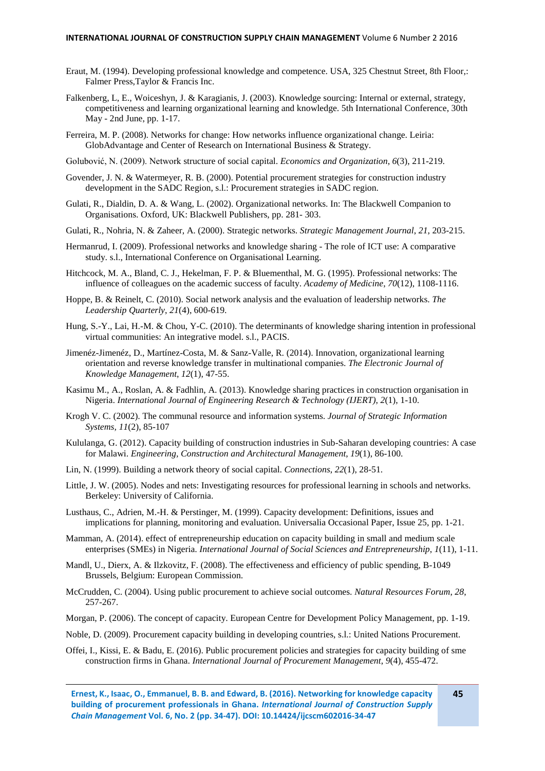Eraut, M. (1994). Developing professional knowledge and competence. USA, 325 Chestnut Street, 8th Floor,: Falmer Press,Taylor & Francis Inc.

Falkenberg, L, E., Woiceshyn, J. & Karagianis, J. (2003). Knowledge sourcing: Internal or external, strategy, competitiveness and learning organizational learning and knowledge. 5th International Conference, 30th May - 2nd June, pp. 1-17.

Ferreira, M. P. (2008). Networks for change: How networks influence organizational change. Leiria: GlobAdvantage and Center of Research on International Business & Strategy.

Golubović, N. (2009). Network structure of social capital. *Economics and Organization*, *6*(3), 211-219.

Govender, J. N. & Watermeyer, R. B. (2000). Potential procurement strategies for construction industry development in the SADC Region, s.l.: Procurement strategies in SADC region.

Gulati, R., Dialdin, D. A. & Wang, L. (2002). Organizational networks. In: The Blackwell Companion to Organisations. Oxford, UK: Blackwell Publishers, pp. 281- 303.

Gulati, R., Nohria, N. & Zaheer, A. (2000). Strategic networks. *Strategic Management Journal*, *21*, 203-215.

Hermanrud, I. (2009). Professional networks and knowledge sharing - The role of ICT use: A comparative study. s.l., International Conference on Organisational Learning.

Hitchcock, M. A., Bland, C. J., Hekelman, F. P. & Bluementhal, M. G. (1995). Professional networks: The influence of colleagues on the academic success of faculty. *Academy of Medicine*, *70*(12), 1108-1116.

Hoppe, B. & Reinelt, C. (2010). Social network analysis and the evaluation of leadership networks. *The Leadership Quarterly*, *21*(4), 600-619.

Hung, S.-Y., Lai, H.-M. & Chou, Y-C. (2010). The determinants of knowledge sharing intention in professional virtual communities: An integrative model. s.l., PACIS.

Jimenéz-Jimenéz, D., Martínez-Costa, M. & Sanz-Valle, R. (2014). Innovation, organizational learning orientation and reverse knowledge transfer in multinational companies. *The Electronic Journal of Knowledge Management*, *12*(1), 47-55.

Kasimu M., A., Roslan, A. & Fadhlin, A. (2013). Knowledge sharing practices in construction organisation in Nigeria. *International Journal of Engineering Research & Technology (IJERT)*, *2*(1), 1-10.

Krogh V. C. (2002). The communal resource and information systems. *Journal of Strategic Information Systems*, *11*(2), 85-107

Kululanga, G. (2012). Capacity building of construction industries in Sub-Saharan developing countries: A case for Malawi. *Engineering, Construction and Architectural Management*, *19*(1), 86-100.

Lin, N. (1999). Building a network theory of social capital. *Connections*, *22*(1), 28-51.

Little, J. W. (2005). Nodes and nets: Investigating resources for professional learning in schools and networks. Berkeley: University of California.

Lusthaus, C., Adrien, M.-H. & Perstinger, M. (1999). Capacity development: Definitions, issues and implications for planning, monitoring and evaluation. Universalia Occasional Paper, Issue 25, pp. 1-21.

Mamman, A. (2014). effect of entrepreneurship education on capacity building in small and medium scale enterprises (SMEs) in Nigeria. *International Journal of Social Sciences and Entrepreneurship*, *1*(11), 1-11.

Mandl, U., Dierx, A. & Ilzkovitz, F. (2008). The effectiveness and efficiency of public spending, B-1049 Brussels, Belgium: European Commission.

McCrudden, C. (2004). Using public procurement to achieve social outcomes. *Natural Resources Forum*, *28*, 257-267.

Morgan, P. (2006). The concept of capacity. European Centre for Development Policy Management, pp. 1-19.

Noble, D. (2009). Procurement capacity building in developing countries, s.l.: United Nations Procurement.

Offei, I., Kissi, E. & Badu, E. (2016). Public procurement policies and strategies for capacity building of sme construction firms in Ghana. *International Journal of Procurement Management*, *9*(4), 455-472.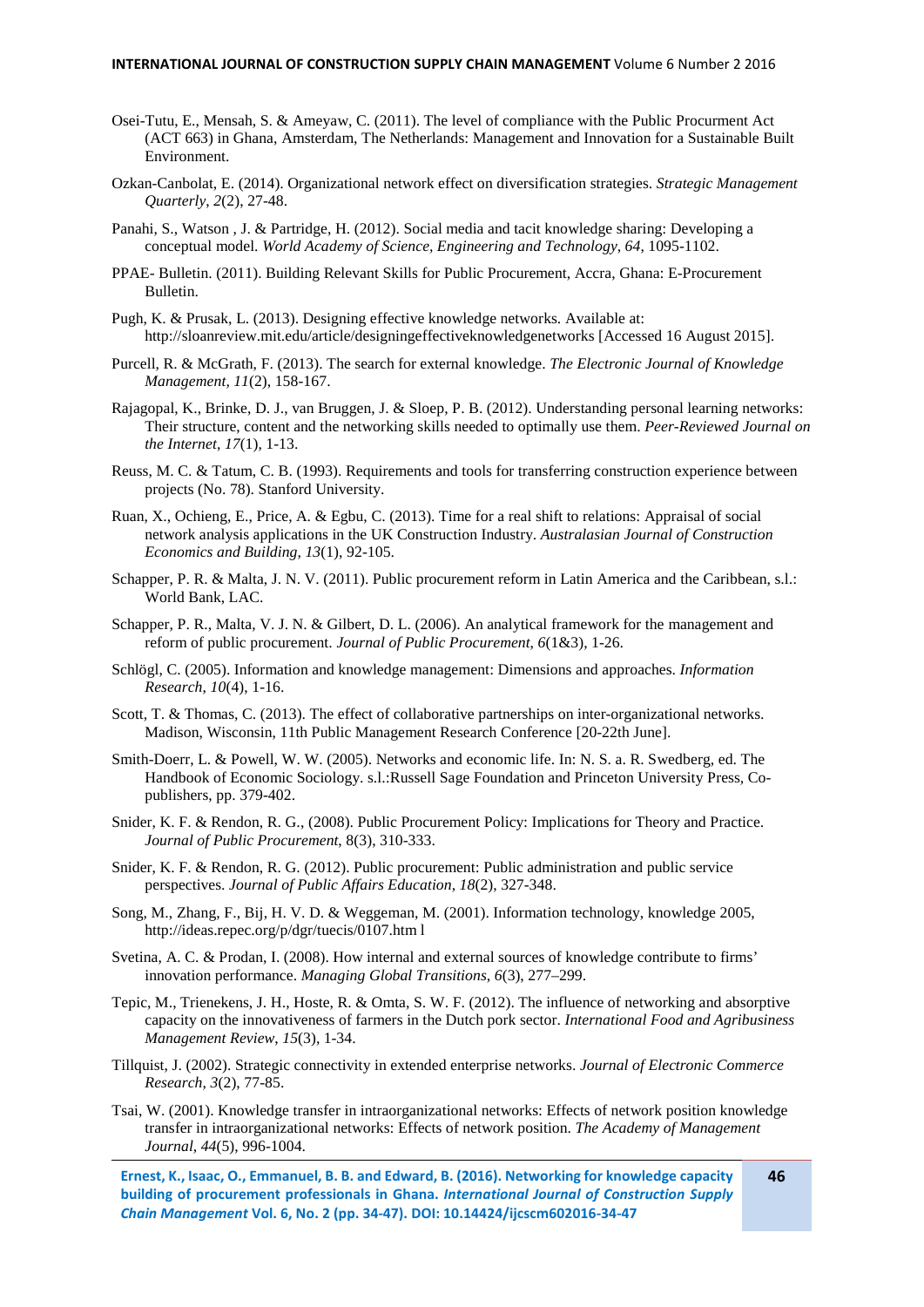Osei-Tutu, E., Mensah, S. & Ameyaw, C. (2011). The level of compliance with the Public Procurment Act (ACT 663) in Ghana, Amsterdam, The Netherlands: Management and Innovation for a Sustainable Built Environment.

Ozkan-Canbolat, E. (2014). Organizational network effect on diversification strategies. *Strategic Management Quarterly*, *2*(2), 27-48.

Panahi, S., Watson , J. & Partridge, H. (2012). Social media and tacit knowledge sharing: Developing a conceptual model. *World Academy of Science, Engineering and Technology*, *64*, 1095-1102.

PPAE- Bulletin. (2011). Building Relevant Skills for Public Procurement, Accra, Ghana: E-Procurement Bulletin.

Pugh, K. & Prusak, L. (2013). Designing effective knowledge networks. Available at: http://sloanreview.mit.edu/article/designingeffectiveknowledgenetworks [Accessed 16 August 2015].

Purcell, R. & McGrath, F. (2013). The search for external knowledge. *The Electronic Journal of Knowledge Management*, *11*(2), 158-167.

Rajagopal, K., Brinke, D. J., van Bruggen, J. & Sloep, P. B. (2012). Understanding personal learning networks: Their structure, content and the networking skills needed to optimally use them. *Peer-Reviewed Journal on the Internet*, *17*(1), 1-13.

Reuss, M. C. & Tatum, C. B. (1993). Requirements and tools for transferring construction experience between projects (No. 78). Stanford University.

Ruan, X., Ochieng, E., Price, A. & Egbu, C. (2013). Time for a real shift to relations: Appraisal of social network analysis applications in the UK Construction Industry. *Australasian Journal of Construction Economics and Building*, *13*(1), 92-105.

Schapper, P. R. & Malta, J. N. V. (2011). Public procurement reform in Latin America and the Caribbean, s.l.: World Bank, LAC.

Schapper, P. R., Malta, V. J. N. & Gilbert, D. L. (2006). An analytical framework for the management and reform of public procurement. *Journal of Public Procurement*, *6*(1&3), 1-26.

Schlögl, C. (2005). Information and knowledge management: Dimensions and approaches. *Information Research*, *10*(4), 1-16.

Scott, T. & Thomas, C. (2013). The effect of collaborative partnerships on inter-organizational networks. Madison, Wisconsin, 11th Public Management Research Conference [20-22th June].

Smith-Doerr, L. & Powell, W. W. (2005). Networks and economic life. In: N. S. a. R. Swedberg, ed. The Handbook of Economic Sociology. s.l.:Russell Sage Foundation and Princeton University Press, Co-publishers, pp. 379-402.

Snider, K. F. & Rendon, R. G., (2008). Public Procurement Policy: Implications for Theory and Practice. *Journal of Public Procurement*, 8(3), 310-333.

Snider, K. F. & Rendon, R. G. (2012). Public procurement: Public administration and public service perspectives. *Journal of Public Affairs Education*, *18*(2), 327-348.

Song, M., Zhang, F., Bij, H. V. D. & Weggeman, M. (2001). Information technology, knowledge 2005, http://ideas.repec.org/p/dgr/tuecis/0107.htm l

Svetina, A. C. & Prodan, I. (2008). How internal and external sources of knowledge contribute to firms' innovation performance. *Managing Global Transitions*, *6*(3), 277–299.

Tepic, M., Trienekens, J. H., Hoste, R. & Omta, S. W. F. (2012). The influence of networking and absorptive capacity on the innovativeness of farmers in the Dutch pork sector. *International Food and Agribusiness Management Review*, *15*(3), 1-34.

Tillquist, J. (2002). Strategic connectivity in extended enterprise networks. *Journal of Electronic Commerce Research*, *3*(2), 77-85.

Tsai, W. (2001). Knowledge transfer in intraorganizational networks: Effects of network position knowledge transfer in intraorganizational networks: Effects of network position. *The Academy of Management Journal*, *44*(5), 996-1004.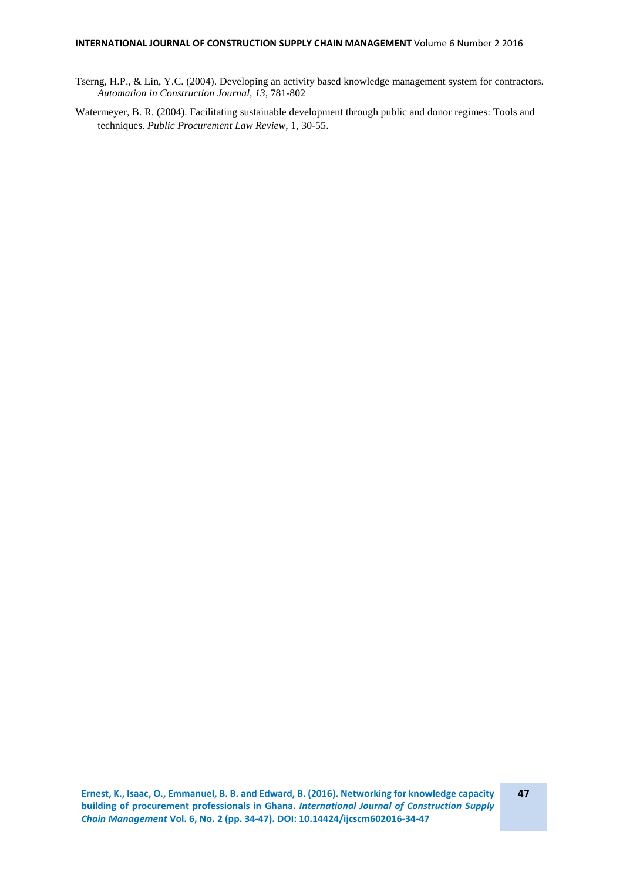Tserng, H.P., & Lin, Y.C. (2004). Developing an activity based knowledge management system for contractors. *Automation in Construction Journal*, *13*, 781-802

Watermeyer, B. R. (2004). Facilitating sustainable development through public and donor regimes: Tools and techniques. *Public Procurement Law Review*, 1, 30-55.